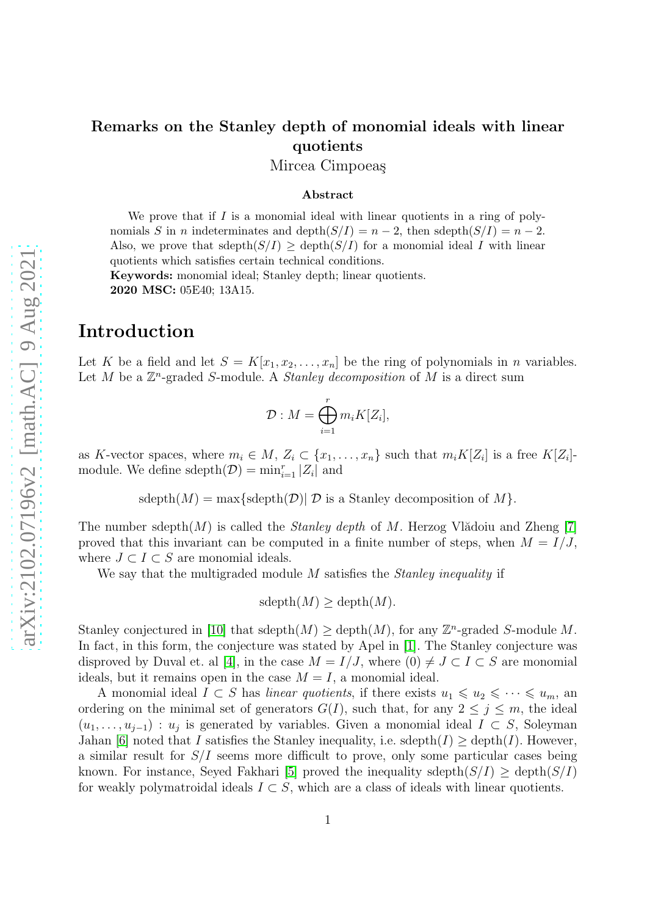# Remarks on the Stanley depth of monomial ideals with linear quotients

Mircea Cimpoeaş

### Abstract

We prove that if $I$ is a monomial ideal with linear quotients in a ring of polynomials $S$ in $n$ indeterminates and $\operatorname{depth}(S/I) = n-2$, then $\operatorname{sdepth}(S/I) = n-2$. Also, we prove that $\operatorname{sdepth}(S/I) \geq \operatorname{depth}(S/I)$ for a monomial ideal $I$ with linear quotients which satisfies certain technical conditions.

**Keywords:** monomial ideal; Stanley depth; linear quotients.

**2020 MSC:** 05E40; 13A15.

## Introduction

Let $K$ be a field and let $S = K[x_1, x_2, \ldots, x_n]$ be the ring of polynomials in $n$ variables. Let $M$ be a $\mathbb{Z}^n$-graded $S$-module. A *Stanley decomposition* of $M$ is a direct sum

$$\mathcal{D} : M = \bigoplus_{i=1}^{r} m_i K[Z_i],$$

as $K$-vector spaces, where $m_i \in M$, $Z_i \subset \{x_1, \ldots, x_n\}$ such that $m_i K[Z_i]$ is a free $K[Z_i]$-module. We define $\operatorname{sdepth}(\mathcal{D}) = \min_{i=1}^{r} |Z_i|$ and

$$\operatorname{sdepth}(M) = \max\{\operatorname{sdepth}(\mathcal{D}) |\ \mathcal{D} \text{ is a Stanley decomposition of } M\}.$$

The number $\operatorname{sdepth}(M)$ is called the *Stanley depth* of $M$. Herzog Vlădoiu and Zheng [7] proved that this invariant can be computed in a finite number of steps, when $M = I/J$, where $J \subset I \subset S$ are monomial ideals.

We say that the multigraded module $M$ satisfies the *Stanley inequality* if

$$\operatorname{sdepth}(M) \geq \operatorname{depth}(M).$$

Stanley conjectured in [10] that $\operatorname{sdepth}(M) \geq \operatorname{depth}(M)$, for any $\mathbb{Z}^n$-graded $S$-module $M$. In fact, in this form, the conjecture was stated by Apel in [1]. The Stanley conjecture was disproved by Duval et. al [4], in the case $M = I/J$, where $(0) \neq J \subset I \subset S$ are monomial ideals, but it remains open in the case $M = I$, a monomial ideal.

A monomial ideal $I \subset S$ has *linear quotients*, if there exists $u_1 \leqslant u_2 \leqslant \cdots \leqslant u_m$, an ordering on the minimal set of generators $G(I)$, such that, for any $2 \leq j \leq m$, the ideal $(u_1, \ldots, u_{j-1}) : u_j$ is generated by variables. Given a monomial ideal $I \subset S$, Soleyman Jahan [6] noted that $I$ satisfies the Stanley inequality, i.e. $\operatorname{sdepth}(I) \geq \operatorname{depth}(I)$. However, a similar result for $S/I$ seems more difficult to prove, only some particular cases being known. For instance, Seyed Fakhari [5] proved the inequality $\operatorname{sdepth}(S/I) \geq \operatorname{depth}(S/I)$ for weakly polymatroidal ideals $I \subset S$, which are a class of ideals with linear quotients.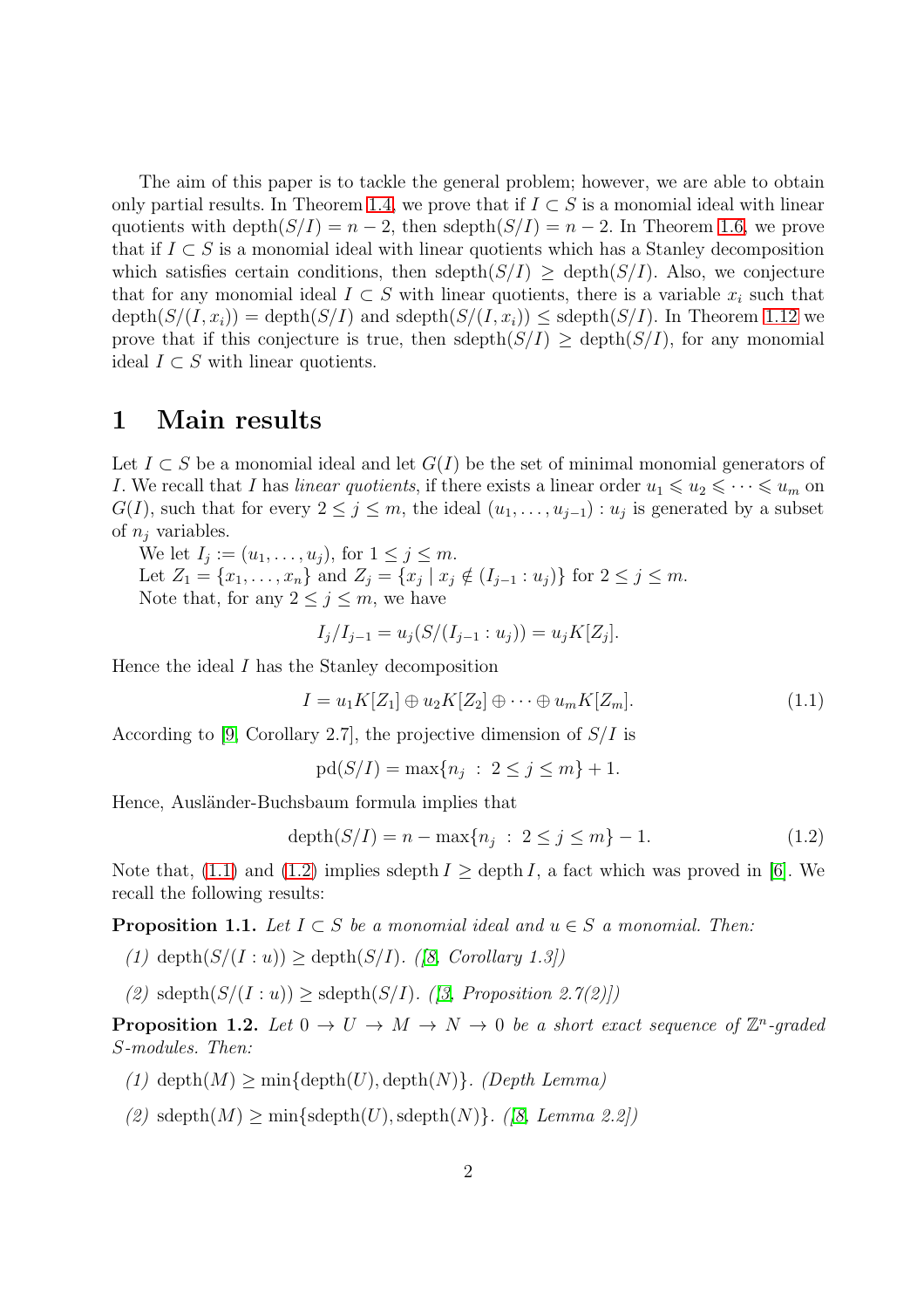The aim of this paper is to tackle the general problem; however, we are able to obtain only partial results. In Theorem 1.4, we prove that if $I \subset S$ is a monomial ideal with linear quotients with $\operatorname{depth}(S/I) = n-2$, then $\operatorname{sdepth}(S/I) = n-2$. In Theorem 1.6, we prove that if $I \subset S$ is a monomial ideal with linear quotients which has a Stanley decomposition which satisfies certain conditions, then $\operatorname{sdepth}(S/I) \geq \operatorname{depth}(S/I)$. Also, we conjecture that for any monomial ideal $I \subset S$ with linear quotients, there is a variable $x_i$ such that $\operatorname{depth}(S/(I,x_i)) = \operatorname{depth}(S/I)$ and $\operatorname{sdepth}(S/(I,x_i)) \leq \operatorname{sdepth}(S/I)$. In Theorem 1.12 we prove that if this conjecture is true, then $\operatorname{sdepth}(S/I) \geq \operatorname{depth}(S/I)$, for any monomial ideal $I \subset S$ with linear quotients.

# 1 Main results

Let $I \subset S$ be a monomial ideal and let $G(I)$ be the set of minimal monomial generators of $I$. We recall that $I$ has *linear quotients*, if there exists a linear order $u_1 \leqslant u_2 \leqslant \cdots \leqslant u_m$ on $G(I)$, such that for every $2 \leq j \leq m$, the ideal $(u_1, \ldots, u_{j-1}) : u_j$ is generated by a subset of $n_j$ variables.

We let $I_j := (u_1, \ldots, u_j)$, for $1 \leq j \leq m$.

Let $Z_1 = \{x_1, \ldots, x_n\}$ and $Z_j = \{x_j \mid x_j \notin (I_{j-1} : u_j)\}$ for $2 \leq j \leq m$.

Note that, for any $2 \leq j \leq m$, we have

$$I_j/I_{j-1} = u_j(S/(I_{j-1} : u_j)) = u_j K[Z_j].$$

Hence the ideal $I$ has the Stanley decomposition

$$I = u_1 K[Z_1] \oplus u_2 K[Z_2] \oplus \cdots \oplus u_m K[Z_m]. \tag{1.1}$$

According to [9, Corollary 2.7], the projective dimension of $S/I$ is

$$\operatorname{pd}(S/I) = \max\{n_j \ : \ 2 \leq j \leq m\} + 1.$$

Hence, Ausländer-Buchsbaum formula implies that

$$\operatorname{depth}(S/I) = n - \max\{n_j \ : \ 2 \leq j \leq m\} - 1. \tag{1.2}$$

Note that, (1.1) and (1.2) implies $\operatorname{sdepth} I \geq \operatorname{depth} I$, a fact which was proved in [6]. We recall the following results:

**Proposition 1.1.** *Let $I \subset S$ be a monomial ideal and $u \in S$ a monomial. Then:*

*(1) $\operatorname{depth}(S/(I:u)) \geq \operatorname{depth}(S/I)$. ([8, Corollary 1.3])*

*(2) $\operatorname{sdepth}(S/(I:u)) \geq \operatorname{sdepth}(S/I)$. ([3, Proposition 2.7(2)])*

**Proposition 1.2.** *Let $0 \to U \to M \to N \to 0$ be a short exact sequence of $\mathbb{Z}^n$-graded $S$-modules. Then:*

*(1) $\operatorname{depth}(M) \geq \min\{\operatorname{depth}(U), \operatorname{depth}(N)\}$. (Depth Lemma)*

*(2) $\operatorname{sdepth}(M) \geq \min\{\operatorname{sdepth}(U), \operatorname{sdepth}(N)\}$. ([8, Lemma 2.2])*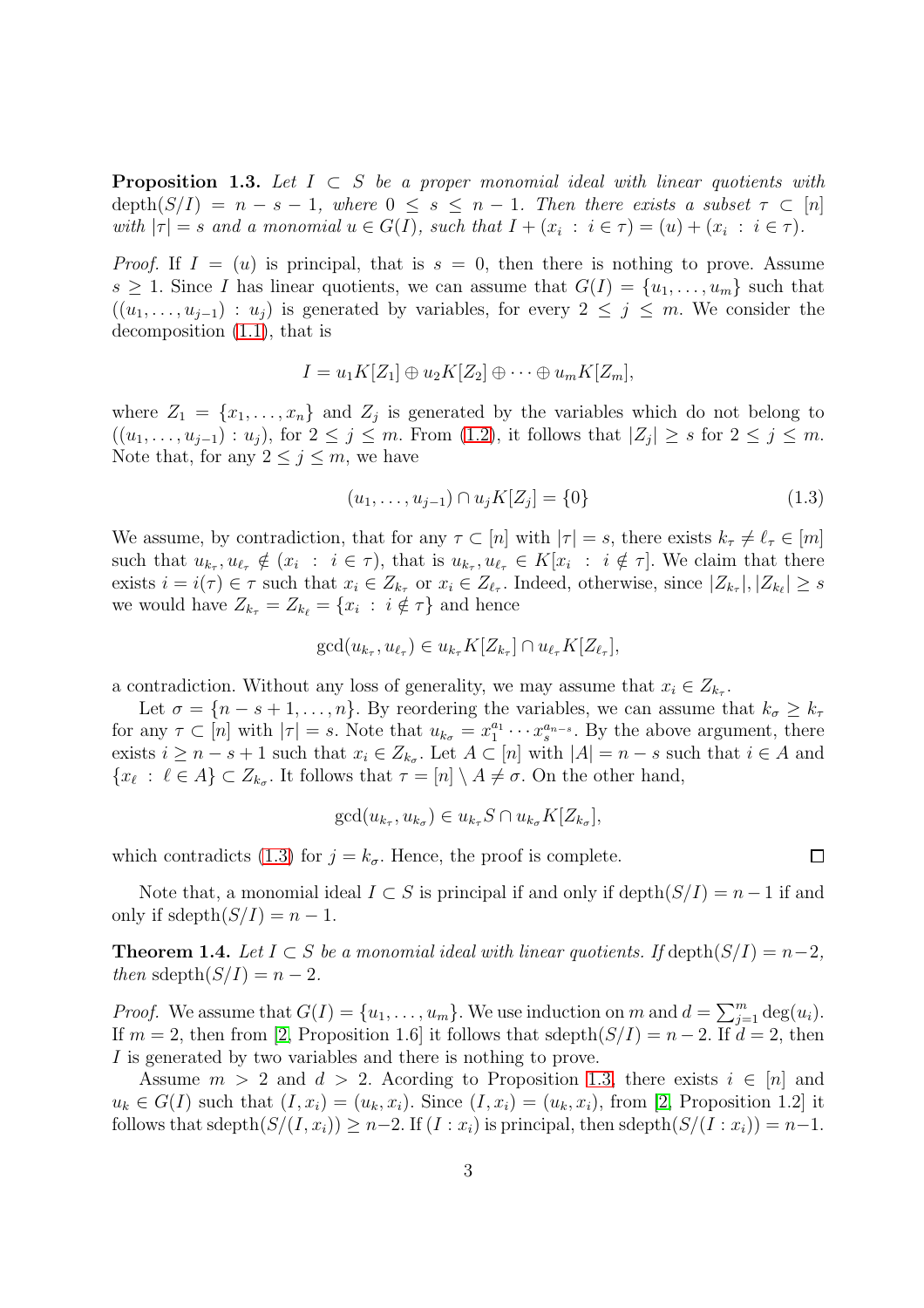**Proposition 1.3.** *Let $I \subset S$ be a proper monomial ideal with linear quotients with $\operatorname{depth}(S/I) = n - s - 1$, where $0 \leq s \leq n-1$. Then there exists a subset $\tau \subset [n]$ with $|\tau| = s$ and a monomial $u \in G(I)$, such that $I + (x_i \;:\; i \in \tau) = (u) + (x_i \;:\; i \in \tau)$.*

*Proof.* If $I = (u)$ is principal, that is $s = 0$, then there is nothing to prove. Assume $s \geq 1$. Since $I$ has linear quotients, we can assume that $G(I) = \{u_1, \ldots, u_m\}$ such that $((u_1, \ldots, u_{j-1}) : u_j)$ is generated by variables, for every $2 \leq j \leq m$. We consider the decomposition (1.1), that is

$$I = u_1 K[Z_1] \oplus u_2 K[Z_2] \oplus \cdots \oplus u_m K[Z_m],$$

where $Z_1 = \{x_1, \ldots, x_n\}$ and $Z_j$ is generated by the variables which do not belong to $((u_1, \ldots, u_{j-1}) : u_j)$, for $2 \leq j \leq m$. From (1.2), it follows that $|Z_j| \geq s$ for $2 \leq j \leq m$. Note that, for any $2 \leq j \leq m$, we have

$$(u_1, \ldots, u_{j-1}) \cap u_j K[Z_j] = \{0\} \tag{1.3}$$

We assume, by contradiction, that for any $\tau \subset [n]$ with $|\tau| = s$, there exists $k_\tau \neq \ell_\tau \in [m]$ such that $u_{k_\tau}, u_{\ell_\tau} \notin (x_i \;:\; i \in \tau)$, that is $u_{k_\tau}, u_{\ell_\tau} \in K[x_i \;:\; i \notin \tau]$. We claim that there exists $i = i(\tau) \in \tau$ such that $x_i \in Z_{k_\tau}$ or $x_i \in Z_{\ell_\tau}$. Indeed, otherwise, since $|Z_{k_\tau}|, |Z_{k_\ell}| \geq s$ we would have $Z_{k_\tau} = Z_{k_\ell} = \{x_i \;:\; i \notin \tau\}$ and hence

$$\gcd(u_{k_\tau}, u_{\ell_\tau}) \in u_{k_\tau} K[Z_{k_\tau}] \cap u_{\ell_\tau} K[Z_{\ell_\tau}],$$

a contradiction. Without any loss of generality, we may assume that $x_i \in Z_{k_\tau}$.

Let $\sigma = \{n-s+1, \ldots, n\}$. By reordering the variables, we can assume that $k_\sigma \geq k_\tau$ for any $\tau \subset [n]$ with $|\tau| = s$. Note that $u_{k_\sigma} = x_1^{a_1} \cdots x_s^{a_{n-s}}$. By the above argument, there exists $i \geq n-s+1$ such that $x_i \in Z_{k_\sigma}$. Let $A \subset [n]$ with $|A| = n-s$ such that $i \in A$ and $\{x_\ell \;:\; \ell \in A\} \subset Z_{k_\sigma}$. It follows that $\tau = [n] \setminus A \neq \sigma$. On the other hand,

$$\gcd(u_{k_\tau}, u_{k_\sigma}) \in u_{k_\tau} S \cap u_{k_\sigma} K[Z_{k_\sigma}],$$

which contradicts (1.3) for $j = k_\sigma$. Hence, the proof is complete. $\square$

Note that, a monomial ideal $I \subset S$ is principal if and only if $\operatorname{depth}(S/I) = n-1$ if and only if $\operatorname{sdepth}(S/I) = n-1$.

**Theorem 1.4.** *Let $I \subset S$ be a monomial ideal with linear quotients. If $\operatorname{depth}(S/I) = n-2$, then $\operatorname{sdepth}(S/I) = n-2$.*

*Proof.* We assume that $G(I) = \{u_1, \ldots, u_m\}$. We use induction on $m$ and $d = \sum_{j=1}^m \deg(u_i)$. If $m = 2$, then from [2, Proposition 1.6] it follows that $\operatorname{sdepth}(S/I) = n-2$. If $d = 2$, then $I$ is generated by two variables and there is nothing to prove.

Assume $m > 2$ and $d > 2$. Acording to Proposition 1.3, there exists $i \in [n]$ and $u_k \in G(I)$ such that $(I, x_i) = (u_k, x_i)$. Since $(I, x_i) = (u_k, x_i)$, from [2, Proposition 1.2] it follows that $\operatorname{sdepth}(S/(I, x_i)) \geq n-2$. If $(I : x_i)$ is principal, then $\operatorname{sdepth}(S/(I : x_i)) = n-1$.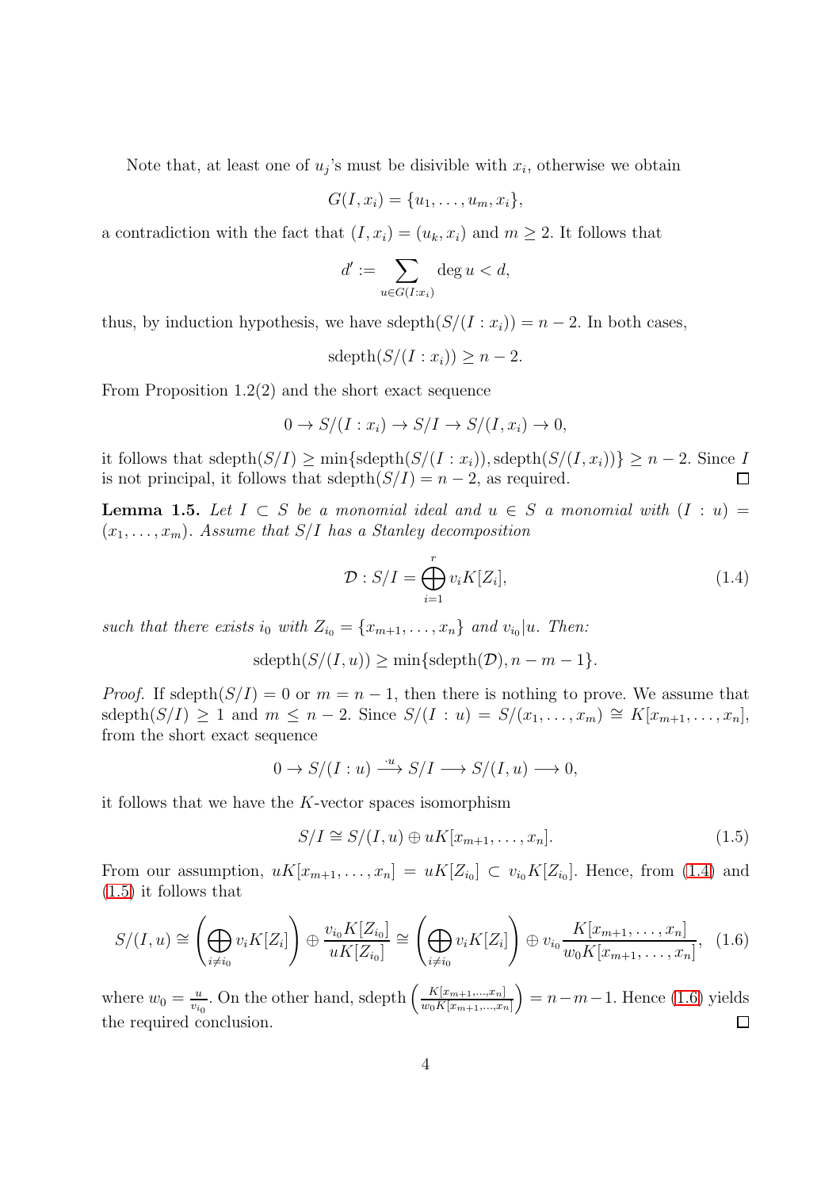Note that, at least one of $u_j$'s must be disivible with $x_i$, otherwise we obtain

$$G(I, x_i) = \{u_1, \ldots, u_m, x_i\},$$

a contradiction with the fact that $(I, x_i) = (u_k, x_i)$ and $m \geq 2$. It follows that

$$d' := \sum_{u \in G(I:x_i)} \deg u < d,$$

thus, by induction hypothesis, we have $\operatorname{sdepth}(S/(I : x_i)) = n - 2$. In both cases,

$$\operatorname{sdepth}(S/(I : x_i)) \geq n - 2.$$

From Proposition 1.2(2) and the short exact sequence

$$0 \to S/(I : x_i) \to S/I \to S/(I, x_i) \to 0,$$

it follows that $\operatorname{sdepth}(S/I) \geq \min\{\operatorname{sdepth}(S/(I : x_i)), \operatorname{sdepth}(S/(I, x_i))\} \geq n - 2$. Since $I$ is not principal, it follows that $\operatorname{sdepth}(S/I) = n - 2$, as required. $\square$

**Lemma 1.5.** *Let $I \subset S$ be a monomial ideal and $u \in S$ a monomial with $(I : u) = (x_1, \ldots, x_m)$. Assume that $S/I$ has a Stanley decomposition*

$$\mathcal{D} : S/I = \bigoplus_{i=1}^{r} v_i K[Z_i], \tag{1.4}$$

*such that there exists $i_0$ with $Z_{i_0} = \{x_{m+1}, \ldots, x_n\}$ and $v_{i_0} | u$. Then:*

$$\operatorname{sdepth}(S/(I, u)) \geq \min\{\operatorname{sdepth}(\mathcal{D}), n - m - 1\}.$$

*Proof.* If $\operatorname{sdepth}(S/I) = 0$ or $m = n - 1$, then there is nothing to prove. We assume that $\operatorname{sdepth}(S/I) \geq 1$ and $m \leq n - 2$. Since $S/(I : u) = S/(x_1, \ldots, x_m) \cong K[x_{m+1}, \ldots, x_n]$, from the short exact sequence

$$0 \to S/(I : u) \xrightarrow{\cdot u} S/I \longrightarrow S/(I, u) \longrightarrow 0,$$

it follows that we have the $K$-vector spaces isomorphism

$$S/I \cong S/(I, u) \oplus uK[x_{m+1}, \ldots, x_n]. \tag{1.5}$$

From our assumption, $uK[x_{m+1}, \ldots, x_n] = uK[Z_{i_0}] \subset v_{i_0} K[Z_{i_0}]$. Hence, from (1.4) and (1.5) it follows that

$$S/(I, u) \cong \left( \bigoplus_{i \neq i_0} v_i K[Z_i] \right) \oplus \frac{v_{i_0} K[Z_{i_0}]}{uK[Z_{i_0}]} \cong \left( \bigoplus_{i \neq i_0} v_i K[Z_i] \right) \oplus v_{i_0} \frac{K[x_{m+1}, \ldots, x_n]}{w_0 K[x_{m+1}, \ldots, x_n]}, \tag{1.6}$$

where $w_0 = \frac{u}{v_{i_0}}$. On the other hand, $\operatorname{sdepth}\left( \frac{K[x_{m+1}, \ldots, x_n]}{w_0 K[x_{m+1}, \ldots, x_n]} \right) = n - m - 1$. Hence (1.6) yields the required conclusion. $\square$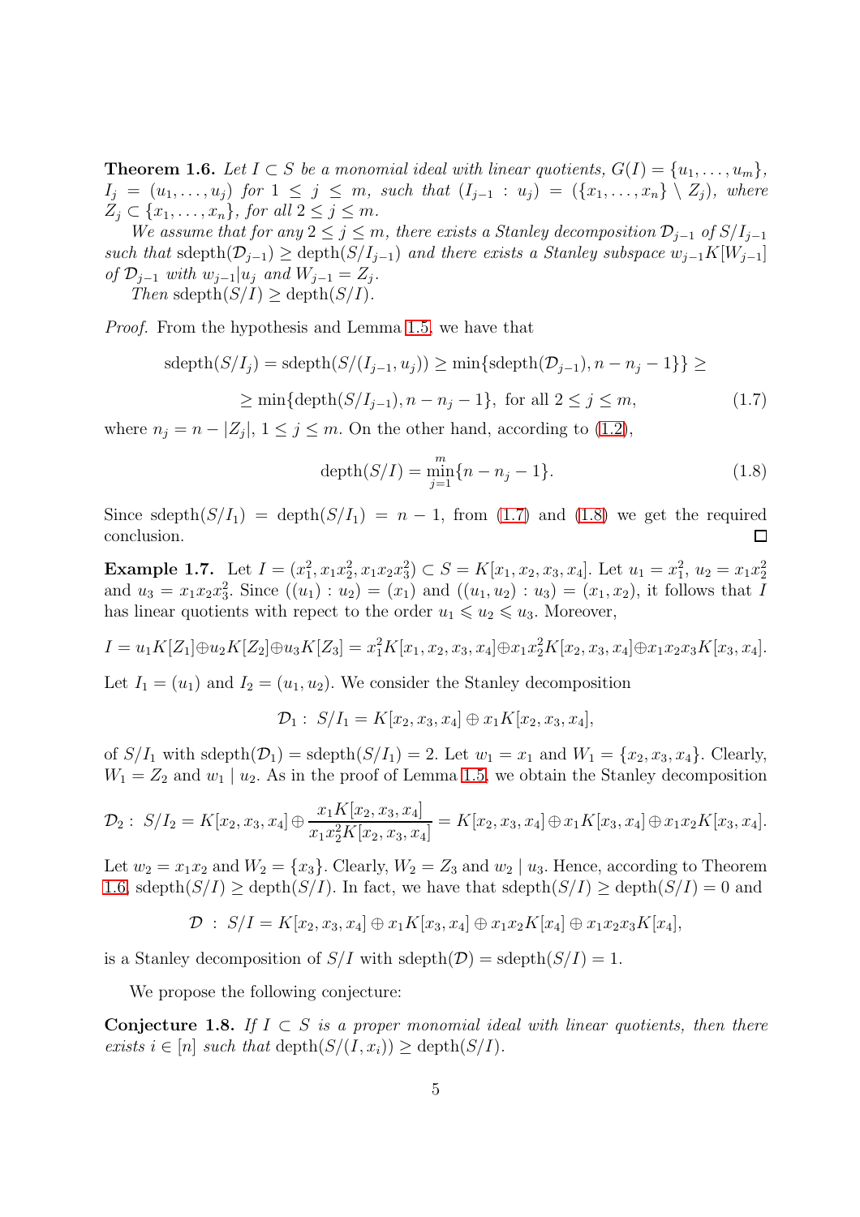**Theorem 1.6.** *Let $I \subset S$ be a monomial ideal with linear quotients, $G(I) = \{u_1, \ldots, u_m\}$, $I_j = (u_1, \ldots, u_j)$ for $1 \leq j \leq m$, such that $(I_{j-1} : u_j) = (\{x_1, \ldots, x_n\} \setminus Z_j)$, where $Z_j \subset \{x_1, \ldots, x_n\}$, for all $2 \leq j \leq m$.*

*We assume that for any $2 \leq j \leq m$, there exists a Stanley decomposition $\mathcal{D}_{j-1}$ of $S/I_{j-1}$ such that $\operatorname{sdepth}(\mathcal{D}_{j-1}) \geq \operatorname{depth}(S/I_{j-1})$ and there exists a Stanley subspace $w_{j-1}K[W_{j-1}]$ of $\mathcal{D}_{j-1}$ with $w_{j-1}|u_j$ and $W_{j-1} = Z_j$.*

*Then $\operatorname{sdepth}(S/I) \geq \operatorname{depth}(S/I)$.*

*Proof.* From the hypothesis and Lemma 1.5, we have that

$$\operatorname{sdepth}(S/I_j) = \operatorname{sdepth}(S/(I_{j-1}, u_j)) \geq \min\{\operatorname{sdepth}(\mathcal{D}_{j-1}), n - n_j - 1\}\} \geq$$

$$\geq \min\{\operatorname{depth}(S/I_{j-1}), n - n_j - 1\}, \text{ for all } 2 \leq j \leq m, \tag{1.7}$$

where $n_j = n - |Z_j|$, $1 \leq j \leq m$. On the other hand, according to (1.2),

$$\operatorname{depth}(S/I) = \min_{j=1}^{m}\{n - n_j - 1\}. \tag{1.8}$$

Since $\operatorname{sdepth}(S/I_1) = \operatorname{depth}(S/I_1) = n - 1$, from (1.7) and (1.8) we get the required conclusion. $\square$

**Example 1.7.** Let $I = (x_1^2, x_1x_2^2, x_1x_2x_3^2) \subset S = K[x_1, x_2, x_3, x_4]$. Let $u_1 = x_1^2$, $u_2 = x_1x_2^2$ and $u_3 = x_1x_2x_3^2$. Since $((u_1) : u_2) = (x_1)$ and $((u_1, u_2) : u_3) = (x_1, x_2)$, it follows that $I$ has linear quotients with repect to the order $u_1 \leqslant u_2 \leqslant u_3$. Moreover,

$$I = u_1K[Z_1] \oplus u_2K[Z_2] \oplus u_3K[Z_3] = x_1^2K[x_1, x_2, x_3, x_4] \oplus x_1x_2^2K[x_2, x_3, x_4] \oplus x_1x_2x_3K[x_3, x_4].$$

Let $I_1 = (u_1)$ and $I_2 = (u_1, u_2)$. We consider the Stanley decomposition

$$\mathcal{D}_1 : \; S/I_1 = K[x_2, x_3, x_4] \oplus x_1K[x_2, x_3, x_4],$$

of $S/I_1$ with $\operatorname{sdepth}(\mathcal{D}_1) = \operatorname{sdepth}(S/I_1) = 2$. Let $w_1 = x_1$ and $W_1 = \{x_2, x_3, x_4\}$. Clearly, $W_1 = Z_2$ and $w_1 \mid u_2$. As in the proof of Lemma 1.5, we obtain the Stanley decomposition

$$\mathcal{D}_2 : \; S/I_2 = K[x_2, x_3, x_4] \oplus \frac{x_1K[x_2, x_3, x_4]}{x_1x_2^2K[x_2, x_3, x_4]} = K[x_2, x_3, x_4] \oplus x_1K[x_3, x_4] \oplus x_1x_2K[x_3, x_4].$$

Let $w_2 = x_1x_2$ and $W_2 = \{x_3\}$. Clearly, $W_2 = Z_3$ and $w_2 \mid u_3$. Hence, according to Theorem 1.6, $\operatorname{sdepth}(S/I) \geq \operatorname{depth}(S/I)$. In fact, we have that $\operatorname{sdepth}(S/I) \geq \operatorname{depth}(S/I) = 0$ and

$$\mathcal{D} \; : \; S/I = K[x_2, x_3, x_4] \oplus x_1K[x_3, x_4] \oplus x_1x_2K[x_4] \oplus x_1x_2x_3K[x_4],$$

is a Stanley decomposition of $S/I$ with $\operatorname{sdepth}(\mathcal{D}) = \operatorname{sdepth}(S/I) = 1$.

We propose the following conjecture:

**Conjecture 1.8.** *If $I \subset S$ is a proper monomial ideal with linear quotients, then there exists $i \in [n]$ such that $\operatorname{depth}(S/(I, x_i)) \geq \operatorname{depth}(S/I)$.*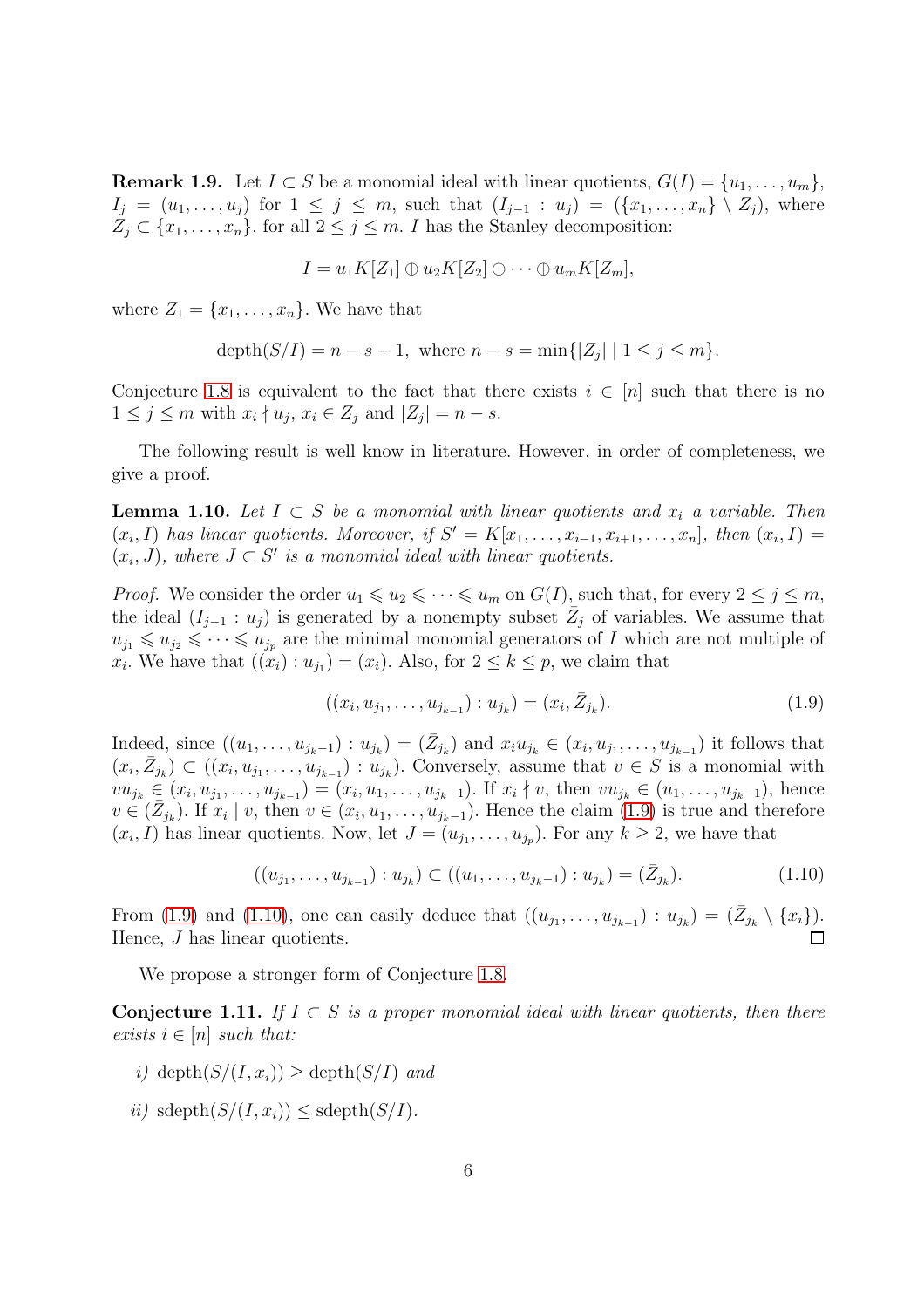**Remark 1.9.** Let $I \subset S$ be a monomial ideal with linear quotients, $G(I) = \{u_1, \ldots, u_m\}$, $I_j = (u_1, \ldots, u_j)$ for $1 \leq j \leq m$, such that $(I_{j-1} : u_j) = (\{x_1, \ldots, x_n\} \setminus Z_j)$, where $Z_j \subset \{x_1, \ldots, x_n\}$, for all $2 \leq j \leq m$. $I$ has the Stanley decomposition:

$$I = u_1 K[Z_1] \oplus u_2 K[Z_2] \oplus \cdots \oplus u_m K[Z_m],$$

where $Z_1 = \{x_1, \ldots, x_n\}$. We have that

$$\operatorname{depth}(S/I) = n - s - 1, \text{ where } n - s = \min\{|Z_j| \mid 1 \leq j \leq m\}.$$

Conjecture 1.8 is equivalent to the fact that there exists $i \in [n]$ such that there is no $1 \leq j \leq m$ with $x_i \nmid u_j$, $x_i \in Z_j$ and $|Z_j| = n - s$.

The following result is well know in literature. However, in order of completeness, we give a proof.

**Lemma 1.10.** *Let $I \subset S$ be a monomial with linear quotients and $x_i$ a variable. Then $(x_i, I)$ has linear quotients. Moreover, if $S' = K[x_1, \ldots, x_{i-1}, x_{i+1}, \ldots, x_n]$, then $(x_i, I) = (x_i, J)$, where $J \subset S'$ is a monomial ideal with linear quotients.*

*Proof.* We consider the order $u_1 \leqslant u_2 \leqslant \cdots \leqslant u_m$ on $G(I)$, such that, for every $2 \leq j \leq m$, the ideal $(I_{j-1} : u_j)$ is generated by a nonempty subset $\bar{Z}_j$ of variables. We assume that $u_{j_1} \leqslant u_{j_2} \leqslant \cdots \leqslant u_{j_p}$ are the minimal monomial generators of $I$ which are not multiple of $x_i$. We have that $((x_i) : u_{j_1}) = (x_i)$. Also, for $2 \leq k \leq p$, we claim that

$$((x_i, u_{j_1}, \ldots, u_{j_{k-1}}) : u_{j_k}) = (x_i, \bar{Z}_{j_k}). \tag{1.9}$$

Indeed, since $((u_1, \ldots, u_{j_k - 1}) : u_{j_k}) = (\bar{Z}_{j_k})$ and $x_i u_{j_k} \in (x_i, u_{j_1}, \ldots, u_{j_{k-1}})$ it follows that $(x_i, \bar{Z}_{j_k}) \subset ((x_i, u_{j_1}, \ldots, u_{j_{k-1}}) : u_{j_k})$. Conversely, assume that $v \in S$ is a monomial with $v u_{j_k} \in (x_i, u_{j_1}, \ldots, u_{j_{k-1}}) = (x_i, u_1, \ldots, u_{j_k - 1})$. If $x_i \nmid v$, then $v u_{j_k} \in (u_1, \ldots, u_{j_k - 1})$, hence $v \in (\bar{Z}_{j_k})$. If $x_i \mid v$, then $v \in (x_i, u_1, \ldots, u_{j_k - 1})$. Hence the claim (1.9) is true and therefore $(x_i, I)$ has linear quotients. Now, let $J = (u_{j_1}, \ldots, u_{j_p})$. For any $k \geq 2$, we have that

$$((u_{j_1}, \ldots, u_{j_{k-1}}) : u_{j_k}) \subset ((u_1, \ldots, u_{j_k - 1}) : u_{j_k}) = (\bar{Z}_{j_k}). \tag{1.10}$$

From (1.9) and (1.10), one can easily deduce that $((u_{j_1}, \ldots, u_{j_{k-1}}) : u_{j_k}) = (\bar{Z}_{j_k} \setminus \{x_i\})$. Hence, $J$ has linear quotients. $\square$

We propose a stronger form of Conjecture 1.8.

**Conjecture 1.11.** *If $I \subset S$ is a proper monomial ideal with linear quotients, then there exists $i \in [n]$ such that:*

*i)* $\operatorname{depth}(S/(I, x_i)) \geq \operatorname{depth}(S/I)$ *and*

*ii)* $\operatorname{sdepth}(S/(I, x_i)) \leq \operatorname{sdepth}(S/I)$.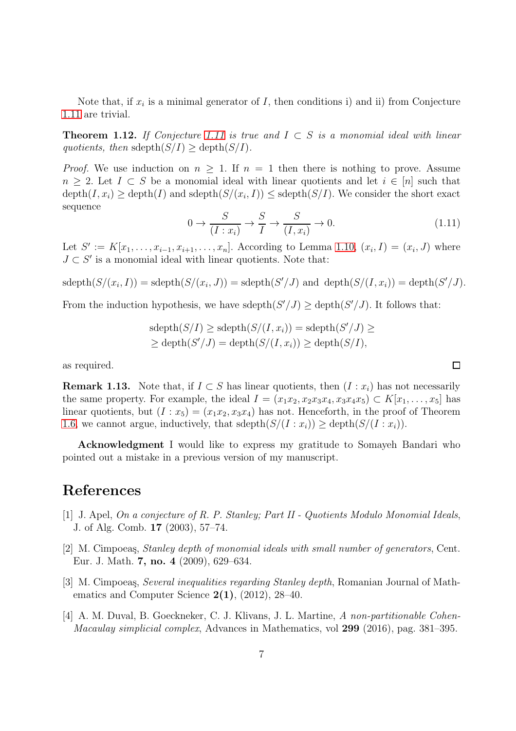Note that, if $x_i$ is a minimal generator of $I$, then conditions i) and ii) from Conjecture 1.11 are trivial.

**Theorem 1.12.** *If Conjecture 1.11 is true and $I \subset S$ is a monomial ideal with linear quotients, then* $\operatorname{sdepth}(S/I) \geq \operatorname{depth}(S/I)$.

*Proof.* We use induction on $n \geq 1$. If $n = 1$ then there is nothing to prove. Assume $n \geq 2$. Let $I \subset S$ be a monomial ideal with linear quotients and let $i \in [n]$ such that $\operatorname{depth}(I, x_i) \geq \operatorname{depth}(I)$ and $\operatorname{sdepth}(S/(x_i, I)) \leq \operatorname{sdepth}(S/I)$. We consider the short exact sequence

$$0 \to \frac{S}{(I : x_i)} \to \frac{S}{I} \to \frac{S}{(I, x_i)} \to 0. \tag{1.11}$$

Let $S' := K[x_1, \ldots, x_{i-1}, x_{i+1}, \ldots, x_n]$. According to Lemma 1.10, $(x_i, I) = (x_i, J)$ where $J \subset S'$ is a monomial ideal with linear quotients. Note that:

$$\operatorname{sdepth}(S/(x_i, I)) = \operatorname{sdepth}(S/(x_i, J)) = \operatorname{sdepth}(S'/J) \text{ and } \operatorname{depth}(S/(I, x_i)) = \operatorname{depth}(S'/J).$$

From the induction hypothesis, we have $\operatorname{sdepth}(S'/J) \geq \operatorname{depth}(S'/J)$. It follows that:

$$\begin{aligned}
&\operatorname{sdepth}(S/I) \geq \operatorname{sdepth}(S/(I, x_i)) = \operatorname{sdepth}(S'/J) \geq \\
&\geq \operatorname{depth}(S'/J) = \operatorname{depth}(S/(I, x_i)) \geq \operatorname{depth}(S/I),
\end{aligned}$$

as required. $\square$

**Remark 1.13.** Note that, if $I \subset S$ has linear quotients, then $(I : x_i)$ has not necessarily the same property. For example, the ideal $I = (x_1x_2, x_2x_3x_4, x_3x_4x_5) \subset K[x_1, \ldots, x_5]$ has linear quotients, but $(I : x_5) = (x_1x_2, x_3x_4)$ has not. Henceforth, in the proof of Theorem 1.6, we cannot argue, inductively, that $\operatorname{sdepth}(S/(I : x_i)) \geq \operatorname{depth}(S/(I : x_i))$.

**Acknowledgment** I would like to express my gratitude to Somayeh Bandari who pointed out a mistake in a previous version of my manuscript.

# References

[1] J. Apel, *On a conjecture of R. P. Stanley; Part II - Quotients Modulo Monomial Ideals*, J. of Alg. Comb. **17** (2003), 57–74.

[2] M. Cimpoeaş, *Stanley depth of monomial ideals with small number of generators*, Cent. Eur. J. Math. **7, no. 4** (2009), 629–634.

[3] M. Cimpoeaş, *Several inequalities regarding Stanley depth*, Romanian Journal of Mathematics and Computer Science **2(1)**, (2012), 28–40.

[4] A. M. Duval, B. Goeckneker, C. J. Klivans, J. L. Martine, *A non-partitionable Cohen-Macaulay simplicial complex*, Advances in Mathematics, vol **299** (2016), pag. 381–395.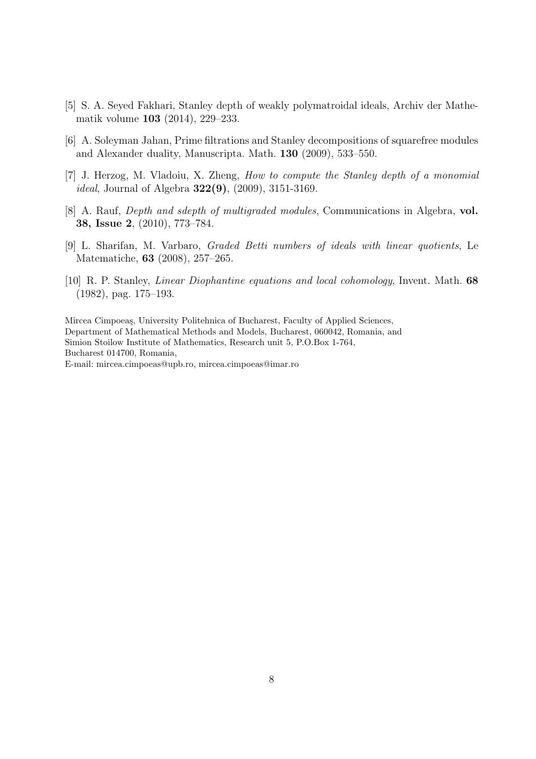[5] S. A. Seyed Fakhari, Stanley depth of weakly polymatroidal ideals, Archiv der Mathematik volume **103** (2014), 229–233.

[6] A. Soleyman Jahan, Prime filtrations and Stanley decompositions of squarefree modules and Alexander duality, Manuscripta. Math. **130** (2009), 533–550.

[7] J. Herzog, M. Vladoiu, X. Zheng, *How to compute the Stanley depth of a monomial ideal*, Journal of Algebra **322(9)**, (2009), 3151-3169.

[8] A. Rauf, *Depth and sdepth of multigraded modules*, Communications in Algebra, **vol. 38, Issue 2**, (2010), 773–784.

[9] L. Sharifan, M. Varbaro, *Graded Betti numbers of ideals with linear quotients*, Le Matematiche, **63** (2008), 257–265.

[10] R. P. Stanley, *Linear Diophantine equations and local cohomology*, Invent. Math. **68** (1982), pag. 175–193.

Mircea Cimpoeaş, University Politehnica of Bucharest, Faculty of Applied Sciences,
Department of Mathematical Methods and Models, Bucharest, 060042, Romania, and
Simion Stoilow Institute of Mathematics, Research unit 5, P.O.Box 1-764,
Bucharest 014700, Romania,
E-mail: mircea.cimpoeas@upb.ro, mircea.cimpoeas@imar.ro